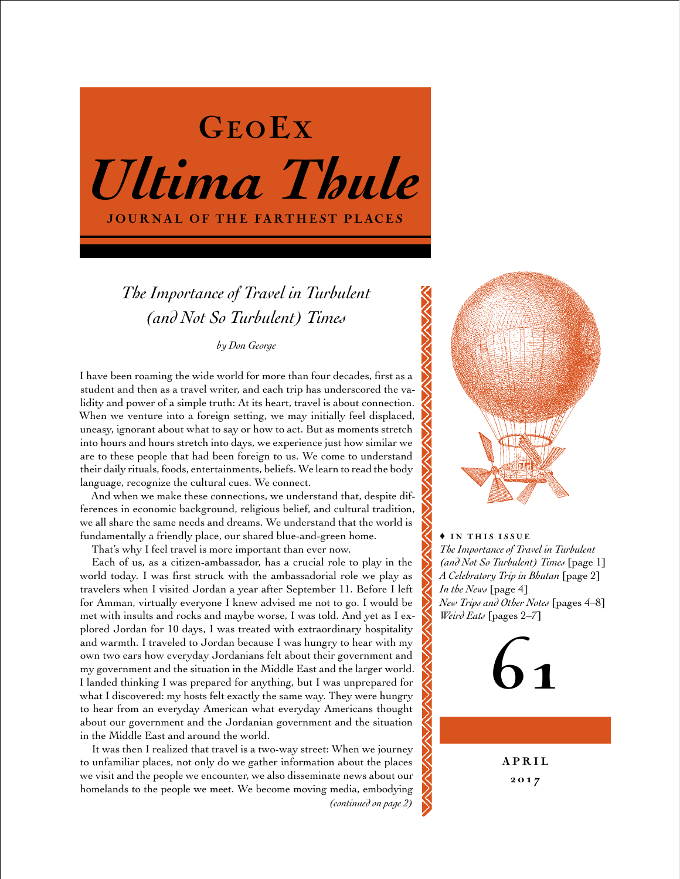# GeoEx

# *Ultima Thule*

**JOURNAL OF THE FARTHEST PLACES**

## *The Importance of Travel in Turbulent (and Not So Turbulent) Times*

*by Don George*

I have been roaming the wide world for more than four decades, first as a student and then as a travel writer, and each trip has underscored the validity and power of a simple truth: At its heart, travel is about connection. When we venture into a foreign setting, we may initially feel displaced, uneasy, ignorant about what to say or how to act. But as moments stretch into hours and hours stretch into days, we experience just how similar we are to these people that had been foreign to us. We come to understand their daily rituals, foods, entertainments, beliefs. We learn to read the body language, recognize the cultural cues. We connect.

And when we make these connections, we understand that, despite differences in economic background, religious belief, and cultural tradition, we all share the same needs and dreams. We understand that the world is fundamentally a friendly place, our shared blue-and-green home.

That's why I feel travel is more important than ever now.

Each of us, as a citizen-ambassador, has a crucial role to play in the world today. I was first struck with the ambassadorial role we play as travelers when I visited Jordan a year after September 11. Before I left for Amman, virtually everyone I knew advised me not to go. I would be met with insults and rocks and maybe worse, I was told. And yet as I explored Jordan for 10 days, I was treated with extraordinary hospitality and warmth. I traveled to Jordan because I was hungry to hear with my own two ears how everyday Jordanians felt about their government and my government and the situation in the Middle East and the larger world. I landed thinking I was prepared for anything, but I was unprepared for what I discovered: my hosts felt exactly the same way. They were hungry to hear from an everyday American what everyday Americans thought about our government and the Jordanian government and the situation in the Middle East and around the world.

It was then I realized that travel is a two-way street: When we journey to unfamiliar places, not only do we gather information about the places we visit and the people we encounter, we also disseminate news about our homelands to the people we meet. We become moving media, embodying

*(continued on page 2)*

♦ **IN THIS ISSUE**

*The Importance of Travel in Turbulent (and Not So Turbulent) Times* [page 1]
*A Celebratory Trip in Bhutan* [page 2]
*In the News* [page 4]
*New Trips and Other Notes* [pages 4–8]
*Weird Eats* [pages 2–7]

**61**

**APRIL 2017**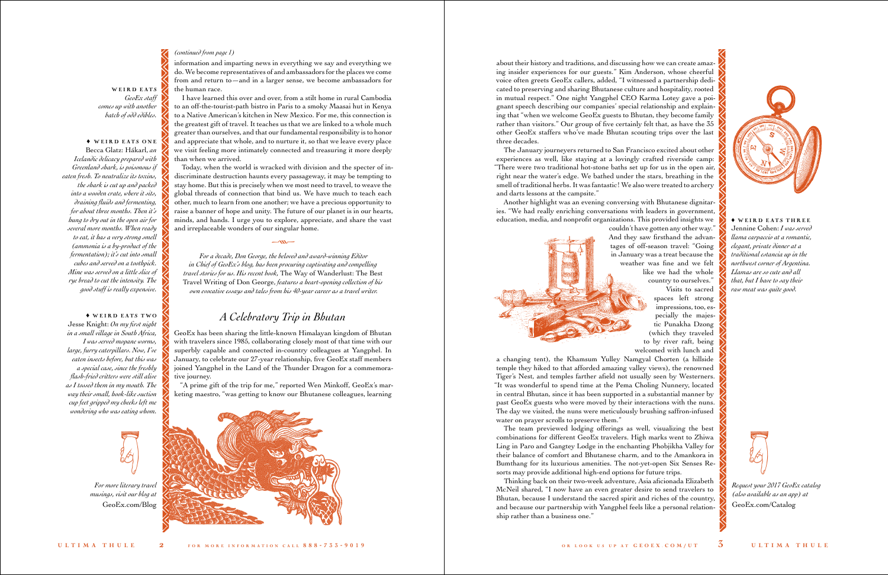### WEIRD EATS

*GeoEx staff comes up with another batch of odd edibles.*

♦ **WEIRD EATS ONE**

Becca Glatz: Hákarl, *an Icelandic delicacy prepared with Greenland shark, is poisonous if eaten fresh. To neutralize its toxins, the shark is cut up and packed into a wooden crate, where it sits, draining fluids and fermenting, for about three months. Then it's hung to dry out in the open air for several more months. When ready to eat, it has a very strong smell (ammonia is a by-product of the fermentation); it's cut into small cubes and served on a toothpick. Mine was served on a little slice of rye bread to cut the intensity. The good stuff is really expensive.*

♦ **WEIRD EATS TWO**

Jesse Knight: *On my first night in a small village in South Africa, I was served mopane worms, large, furry caterpillars. Now, I've eaten insects before, but this was a special case, since the freshly flash-fried critters were still alive as I tossed them in my mouth. The way their small, hook-like suction cup feet gripped my cheeks left me wondering who was eating whom.*

*For more literary travel musings, visit our blog at* GeoEx.com/Blog

*(continued from page 1)*

information and imparting news in everything we say and everything we do. We become representatives of and ambassadors for the places we come from and return to—and in a larger sense, we become ambassadors for the human race.

I have learned this over and over, from a stilt home in rural Cambodia to an off-the-tourist-path bistro in Paris to a smoky Maasai hut in Kenya to a Native American's kitchen in New Mexico. For me, this connection is the greatest gift of travel. It teaches us that we are linked to a whole much greater than ourselves, and that our fundamental responsibility is to honor and appreciate that whole, and to nurture it, so that we leave every place we visit feeling more intimately connected and treasuring it more deeply than when we arrived.

Today, when the world is wracked with division and the specter of indiscriminate destruction haunts every passageway, it may be tempting to stay home. But this is precisely when we most need to travel, to weave the global threads of connection that bind us. We have much to teach each other, much to learn from one another; we have a precious opportunity to raise a banner of hope and unity. The future of our planet is in our hearts, minds, and hands. I urge you to explore, appreciate, and share the vast and irreplaceable wonders of our singular home.

*For a decade, Don George, the beloved and award-winning Editor in Chief of GeoEx's blog, has been procuring captivating and compelling travel stories for us. His recent book,* The Way of Wanderlust: The Best Travel Writing of Don George, *features a heart-opening collection of his own evocative essays and tales from his 40-year career as a travel writer.*

## *A Celebratory Trip in Bhutan*

GeoEx has been sharing the little-known Himalayan kingdom of Bhutan with travelers since 1985, collaborating closely most of that time with our superbly capable and connected in-country colleagues at Yangphel. In January, to celebrate our 27-year relationship, five GeoEx staff members joined Yangphel in the Land of the Thunder Dragon for a commemorative journey.

"A prime gift of the trip for me," reported Wen Minkoff, GeoEx's marketing maestro, "was getting to know our Bhutanese colleagues, learning about their history and traditions, and discussing how we can create amazing insider experiences for our guests." Kim Anderson, whose cheerful voice often greets GeoEx callers, added, "I witnessed a partnership dedicated to preserving and sharing Bhutanese culture and hospitality, rooted in mutual respect." One night Yangphel CEO Karma Lotey gave a poignant speech describing our companies' special relationship and explaining that "when we welcome GeoEx guests to Bhutan, they become family rather than visitors." Our group of five certainly felt that, as have the 35 other GeoEx staffers who've made Bhutan scouting trips over the last three decades.

The January journeyers returned to San Francisco excited about other experiences as well, like staying at a lovingly crafted riverside camp: "There were two traditional hot-stone baths set up for us in the open air, right near the water's edge. We bathed under the stars, breathing in the smell of traditional herbs. It was fantastic! We also were treated to archery and darts lessons at the campsite."

Another highlight was an evening conversing with Bhutanese dignitaries. "We had really enriching conversations with leaders in government, education, media, and nonprofit organizations. This provided insights we couldn't have gotten any other way." And they saw firsthand the advantages of off-season travel: "Going in January was a treat because the weather was fine and we felt like we had the whole country to ourselves." Visits to sacred spaces left strong impressions, too, especially the majestic Punakha Dzong (which they traveled to by river raft, being welcomed with lunch and a changing tent), the Khamsum Yulley Namgyal Chorten (a hillside temple they hiked to that afforded amazing valley views), the renowned Tiger's Nest, and temples farther afield not usually seen by Westerners. "It was wonderful to spend time at the Pema Choling Nunnery, located in central Bhutan, since it has been supported in a substantial manner by past GeoEx guests who were moved by their interactions with the nuns. The day we visited, the nuns were meticulously brushing saffron-infused water on prayer scrolls to preserve them."

The team previewed lodging offerings as well, visualizing the best combinations for different GeoEx travelers. High marks went to Zhiwa Ling in Paro and Gangtey Lodge in the enchanting Phobjikha Valley for their balance of comfort and Bhutanese charm, and to the Amankora in Bumthang for its luxurious amenities. The not-yet-open Six Senses Resorts may provide additional high-end options for future trips.

Thinking back on their two-week adventure, Asia aficionada Elizabeth McNeil shared, "I now have an even greater desire to send travelers to Bhutan, because I understand the sacred spirit and riches of the country, and because our partnership with Yangphel feels like a personal relationship rather than a business one."

♦ **WEIRD EATS THREE**

Jennine Cohen: *I was served llama carpaccio at a romantic, elegant, private dinner at a traditional estancia up in the northwest corner of Argentina. Llamas are so cute and all that, but I have to say their raw meat was quite good.*

*Request your 2017 GeoEx catalog (also available as an app) at* GeoEx.com/Catalog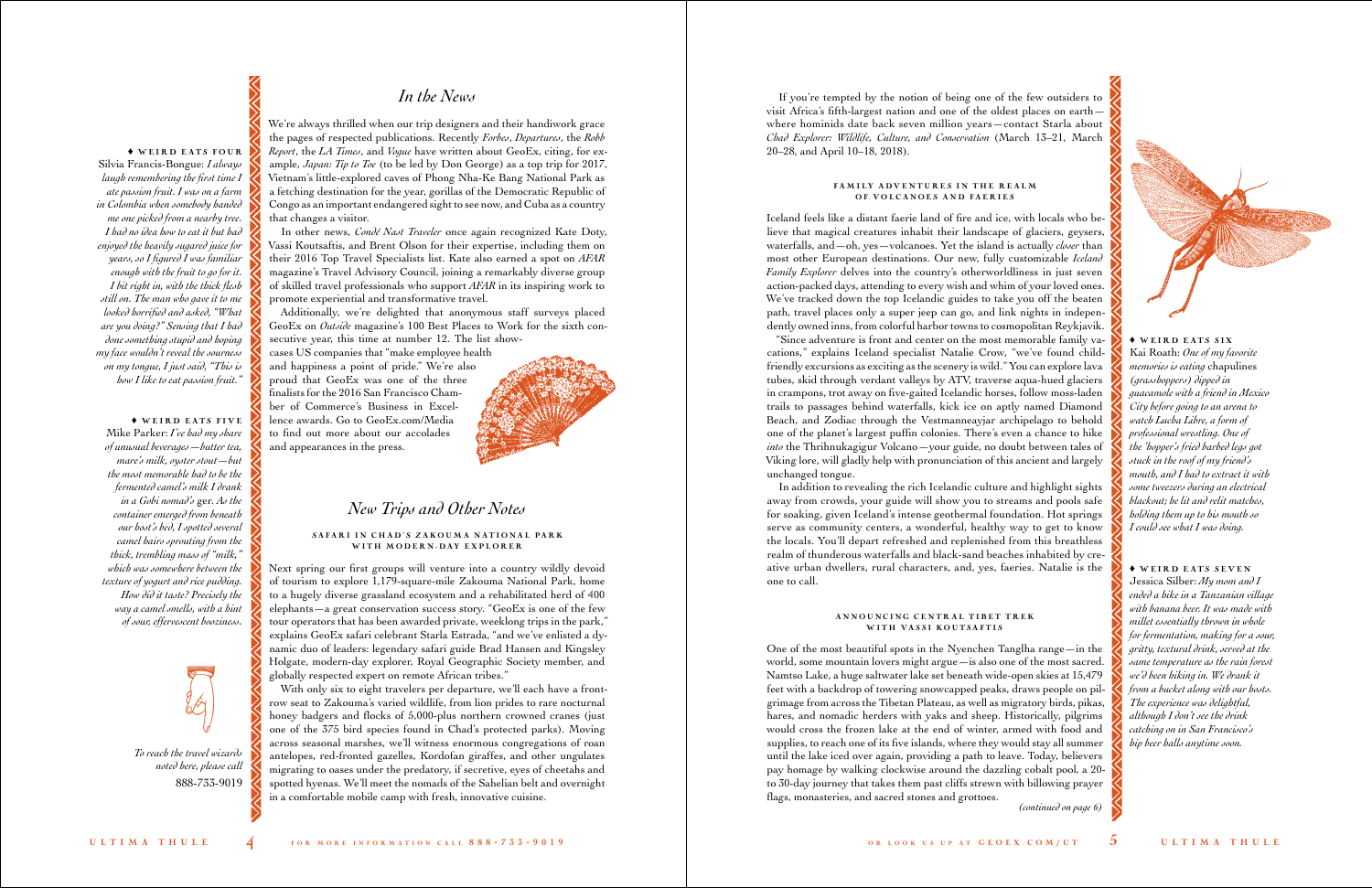## In the News

We're always thrilled when our trip designers and their handiwork grace the pages of respected publications. Recently *Forbes*, *Departures*, the *Robb Report*, the *LA Times*, and *Vogue* have written about GeoEx, citing, for example, *Japan: Tip to Toe* (to be led by Don George) as a top trip for 2017, Vietnam's little-explored caves of Phong Nha-Ke Bang National Park as a fetching destination for the year, gorillas of the Democratic Republic of Congo as an important endangered sight to see now, and Cuba as a country that changes a visitor.

In other news, *Condé Nast Traveler* once again recognized Kate Doty, Vassi Koutsaftis, and Brent Olson for their expertise, including them on their 2016 Top Travel Specialists list. Kate also earned a spot on *AFAR* magazine's Travel Advisory Council, joining a remarkably diverse group of skilled travel professionals who support *AFAR* in its inspiring work to promote experiential and transformative travel.

Additionally, we're delighted that anonymous staff surveys placed GeoEx on *Outside* magazine's 100 Best Places to Work for the sixth consecutive year, this time at number 12. The list showcases US companies that "make employee health and happiness a point of pride." We're also proud that GeoEx was one of the three finalists for the 2016 San Francisco Chamber of Commerce's Business in Excellence awards. Go to GeoEx.com/Media to find out more about our accolades and appearances in the press.

**♦ WEIRD EATS FOUR**
Silvia Francis-Bongue: *I always laugh remembering the first time I ate passion fruit. I was on a farm in Colombia when somebody handed me one picked from a nearby tree. I had no idea how to eat it but had enjoyed the heavily sugared juice for years, so I figured I was familiar enough with the fruit to go for it. I bit right in, with the thick flesh still on. The man who gave it to me looked horrified and asked, "What are you doing?" Sensing that I had done something stupid and hoping my face wouldn't reveal the sourness on my tongue, I just said, "This is how I like to eat passion fruit."*

**♦ WEIRD EATS FIVE**
Mike Parker: *I've had my share of unusual beverages—butter tea, mare's milk, oyster stout—but the most memorable had to be the fermented camel's milk I drank in a Gobi nomad's* ger. *As the container emerged from beneath our host's bed, I spotted several camel hairs sprouting from the thick, trembling mass of "milk," which was somewhere between the texture of yogurt and rice pudding. How did it taste? Precisely the way a camel smells, with a hint of sour, effervescent booziness.*

*To reach the travel wizards noted here, please call* 888-733-9019

## New Trips and Other Notes

### SAFARI IN CHAD'S ZAKOUMA NATIONAL PARK WITH MODERN-DAY EXPLORER

Next spring our first groups will venture into a country wildly devoid of tourism to explore 1,179-square-mile Zakouma National Park, home to a hugely diverse grassland ecosystem and a rehabilitated herd of 400 elephants—a great conservation success story. "GeoEx is one of the few tour operators that has been awarded private, weeklong trips in the park," explains GeoEx safari celebrant Starla Estrada, "and we've enlisted a dynamic duo of leaders: legendary safari guide Brad Hansen and Kingsley Holgate, modern-day explorer, Royal Geographic Society member, and globally respected expert on remote African tribes."

With only six to eight travelers per departure, we'll each have a front-row seat to Zakouma's varied wildlife, from lion prides to rare nocturnal honey badgers and flocks of 5,000-plus northern crowned cranes (just one of the 375 bird species found in Chad's protected parks). Moving across seasonal marshes, we'll witness enormous congregations of roan antelopes, red-fronted gazelles, Kordofan giraffes, and other ungulates migrating to oases under the predatory, if secretive, eyes of cheetahs and spotted hyenas. We'll meet the nomads of the Sahelian belt and overnight in a comfortable mobile camp with fresh, innovative cuisine.

If you're tempted by the notion of being one of the few outsiders to visit Africa's fifth-largest nation and one of the oldest places on earth—where hominids date back seven million years—contact Starla about *Chad Explorer: Wildlife, Culture, and Conservation* (March 13–21, March 20–28, and April 10–18, 2018).

### FAMILY ADVENTURES IN THE REALM OF VOLCANOES AND FAERIES

Iceland feels like a distant faerie land of fire and ice, with locals who believe that magical creatures inhabit their landscape of glaciers, geysers, waterfalls, and—oh, yes—volcanoes. Yet the island is actually *closer* than most other European destinations. Our new, fully customizable *Iceland Family Explorer* delves into the country's otherworldliness in just seven action-packed days, attending to every wish and whim of your loved ones. We've tracked down the top Icelandic guides to take you off the beaten path, travel places only a super jeep can go, and link nights in independently owned inns, from colorful harbor towns to cosmopolitan Reykjavík.

"Since adventure is front and center on the most memorable family vacations," explains Iceland specialist Natalie Crow, "we've found child-friendly excursions as exciting as the scenery is wild." You can explore lava tubes, skid through verdant valleys by ATV, traverse aqua-hued glaciers in crampons, trot away on five-gaited Icelandic horses, follow moss-laden trails to passages behind waterfalls, kick ice on aptly named Diamond Beach, and Zodiac through the Vestmanneayjar archipelago to behold one of the planet's largest puffin colonies. There's even a chance to hike *into* the Thrihnukagigur Volcano—your guide, no doubt between tales of Viking lore, will gladly help with pronunciation of this ancient and largely unchanged tongue.

In addition to revealing the rich Icelandic culture and highlight sights away from crowds, your guide will show you to streams and pools safe for soaking, given Iceland's intense geothermal foundation. Hot springs serve as community centers, a wonderful, healthy way to get to know the locals. You'll depart refreshed and replenished from this breathless realm of thunderous waterfalls and black-sand beaches inhabited by creative urban dwellers, rural characters, and, yes, faeries. Natalie is the one to call.

### ANNOUNCING CENTRAL TIBET TREK WITH VASSI KOUTSAFTIS

One of the most beautiful spots in the Nyenchen Tanglha range—in the world, some mountain lovers might argue—is also one of the most sacred. Namtso Lake, a huge saltwater lake set beneath wide-open skies at 15,479 feet with a backdrop of towering snowcapped peaks, draws people on pilgrimage from across the Tibetan Plateau, as well as migratory birds, pikas, hares, and nomadic herders with yaks and sheep. Historically, pilgrims would cross the frozen lake at the end of winter, armed with food and supplies, to reach one of its five islands, where they would stay all summer until the lake iced over again, providing a path to leave. Today, believers pay homage by walking clockwise around the dazzling cobalt pool, a 20- to 30-day journey that takes them past cliffs strewn with billowing prayer flags, monasteries, and sacred stones and grottoes.

*(continued on page 6)*

**♦ WEIRD EATS SIX**
Kai Roath: *One of my favorite memories is eating* chapulines *(grasshoppers) dipped in guacamole with a friend in Mexico City before going to an arena to watch Lucha Libre, a form of professional wrestling. One of the 'hopper's fried barbed legs got stuck in the roof of my friend's mouth, and I had to extract it with some tweezers during an electrical blackout; he lit and relit matches, holding them up to his mouth so I could see what I was doing.*

**♦ WEIRD EATS SEVEN**
Jessica Silber: *My mom and I ended a hike in a Tanzanian village with banana beer. It was made with millet essentially thrown in whole for fermentation, making for a sour, gritty, textural drink, served at the same temperature as the rain forest we'd been hiking in. We drank it from a bucket along with our hosts. The experience was delightful, although I don't see the drink catching on in San Francisco's hip beer halls anytime soon.*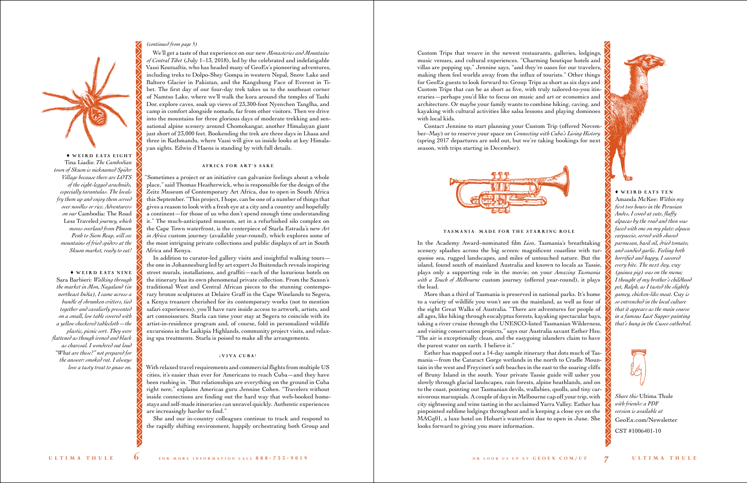*(continued from page 5)*

We'll get a taste of that experience on our new *Monasteries and Mountains of Central Tibet* (July 1–13, 2018), led by the celebrated and indefatigable Vassi Koutsaftis, who has headed many of GeoEx's pioneering adventures, including treks to Dolpo-Shey Gompa in western Nepal, Snow Lake and Baltoro Glacier in Pakistan, and the Kangshung Face of Everest in Tibet. The first day of our four-day trek takes us to the southeast corner of Namtso Lake, where we'll walk the kora around the temples of Tashi Dor, explore caves, soak up views of 23,300-foot Nyenchen Tanglha, and camp in comfort alongside nomads, far from other visitors. Then we drive into the mountains for three glorious days of moderate trekking and sensational alpine scenery around Chomokangar, another Himalayan giant just short of 23,000 feet. Bookending the trek are three days in Lhasa and three in Kathmandu, where Vassi will give us inside looks at key Himalayan sights. Edwin d'Haens is standing by with full details.

### AFRICA FOR ART'S SAKE

"Sometimes a project or an initiative can galvanize feelings about a whole place," said Thomas Heatherwick, who is responsible for the design of the Zeitz Museum of Contemporary Art Africa, due to open in South Africa this September. "This project, I hope, can be one of a number of things that gives a reason to look with a fresh eye at a city and a country and hopefully a continent—for those of us who don't spend enough time understanding it." The much-anticipated museum, set in a refurbished silo complex on the Cape Town waterfront, is the centerpiece of Starla Estrada's new *Art in Africa* custom journey (available year-round), which explores some of the most intriguing private collections and public displays of art in South Africa and Kenya.

In addition to curator-led gallery visits and insightful walking tours—the one in Johannesburg led by art expert Jo Buitendach reveals inspiring street murals, installations, and graffiti—each of the luxurious hotels on the itinerary has its own phenomenal private collection. From the Saxon's traditional West and Central African pieces to the stunning contemporary bronze sculptures at Delaire Graff in the Cape Winelands to Segera, a Kenya treasure cherished for its contemporary works (not to mention safari experiences), you'll have rare inside access to artwork, artists, and art connoisseurs. Starla can time your stay at Segera to coincide with its artist-in-residence program and, of course, fold in personalized wildlife excursions in the Laikipia Highlands, community project visits, and relaxing spa treatments. Starla is poised to make all the arrangements.

### ¡VIVA CUBA!

With relaxed travel requirements and commercial flights from multiple US cities, it's easier than ever for Americans to reach Cuba—and they have been rushing in. "But relationships are everything on the ground in Cuba right now," explains Americas guru Jennine Cohen. "Travelers without inside connections are finding out the hard way that web-booked homestays and self-made itineraries can unravel quickly. Authentic experiences are increasingly harder to find."

She and our in-country colleagues continue to track and respond to the rapidly shifting environment, happily orchestrating both Group and Custom Trips that weave in the newest restaurants, galleries, lodgings, music venues, and cultural experiences. "Charming boutique hotels and villas are popping up," Jennine says, "and they're oases for our travelers, making them feel worlds away from the influx of tourists." Other things for GeoEx guests to look forward to: Group Trips as short as six days and Custom Trips that can be as short as five, with truly tailored-to-you itineraries—perhaps you'd like to focus on music and art or economics and architecture. Or maybe your family wants to combine hiking, caving, and kayaking with cultural activities like salsa lessons and playing dominoes with local kids.

Contact Jennine to start planning your Custom Trip (offered November–May) or to reserve your space on *Connecting with Cuba's Living History* (spring 2017 departures are sold out, but we're taking bookings for next season, with trips starting in December).

### TASMANIA: MADE FOR THE STARRING ROLE

In the Academy Award–nominated film *Lion*, Tasmania's breathtaking scenery splashes across the big screen: magnificent coastline with turquoise sea, rugged landscapes, and miles of untouched nature. But the island, found south of mainland Australia and known to locals as Tassie, plays only a supporting role in the movie; on your *Amazing Tasmania with a Touch of Melbourne* custom journey (offered year-round), it plays the lead.

More than a third of Tasmania is preserved in national parks. It's home to a variety of wildlife you won't see on the mainland, as well as four of the eight Great Walks of Australia. "There are adventures for people of all ages, like hiking through eucalyptus forests, kayaking spectacular bays, taking a river cruise through the UNESCO-listed Tasmanian Wilderness, and visiting conservation projects," says our Australia savant Esther Hsu. "The air is exceptionally clean, and the easygoing islanders claim to have the purest water on earth. I believe it."

Esther has mapped out a 14-day sample itinerary that dots much of Tasmania—from the Cataract Gorge wetlands in the north to Cradle Mountain in the west and Freycinet's soft beaches in the east to the soaring cliffs of Bruny Island in the south. Your private Tassie guide will usher you slowly through glacial landscapes, rain forests, alpine heathlands, and on to the coast, pointing out Tasmanian devils, wallabies, quolls, and tiny carnivorous marsupials. A couple of days in Melbourne cap off your trip, with city sightseeing and wine tasting in the acclaimed Yarra Valley. Esther has pinpointed sublime lodgings throughout and is keeping a close eye on the MACq01, a luxe hotel on Hobart's waterfront due to open in June. She looks forward to giving you more information.

---

♦ **WEIRD EATS EIGHT**
Tina Liadis: *The Cambodian town of Skuon is nicknamed Spider Village because there are LOTS of the eight-legged arachnids, especially tarantulas. The locals fry them up and enjoy them served over noodles or rice. Adventurers on our* Cambodia: The Road Less Traveled *journey, which moves overland from Phnom Penh to Siem Reap, will see mountains of fried spiders at the Skuon market, ready to eat!*

♦ **WEIRD EATS NINE**
Sara Barbieri: *Walking through the market in Mon, Nagaland (in northeast India), I came across a bundle of shrunken critters, tied together and cavalierly presented on a small, low table covered with a yellow checkered tablecloth—the plastic, picnic sort. They were flattened as though ironed and black as charcoal. I wondered out loud "What are these?" not prepared for the answer: smoked rat. I always love a tasty treat to gnaw on.*

♦ **WEIRD EATS TEN**
Amanda McKee: *Within my first two hours in the Peruvian Andes, I cooed at cute, fluffy alpacas by the road and then was faced with one on my plate: alpaca carpaccio, served with shaved parmesan, basil oil, dried tomato, and candied garlic. Feeling both horrified and happy, I savored every bite. The next day,* cuy *(guinea pig) was on the menu; I thought of my brother's childhood pet, Ralph, as I tasted the slightly gamey, chicken-like meat.* Cuy *is so entrenched in the local culture that it appears as the main course in a famous Last Supper painting that's hung in the Cusco cathedral.*

*Share this* Ultima Thule *with friends: a PDF version is available at* GeoEx.com/Newsletter

CST #1006401-10

FOR MORE INFORMATION CALL 888-733-9019 OR LOOK US UP AT GEOEX.COM/UT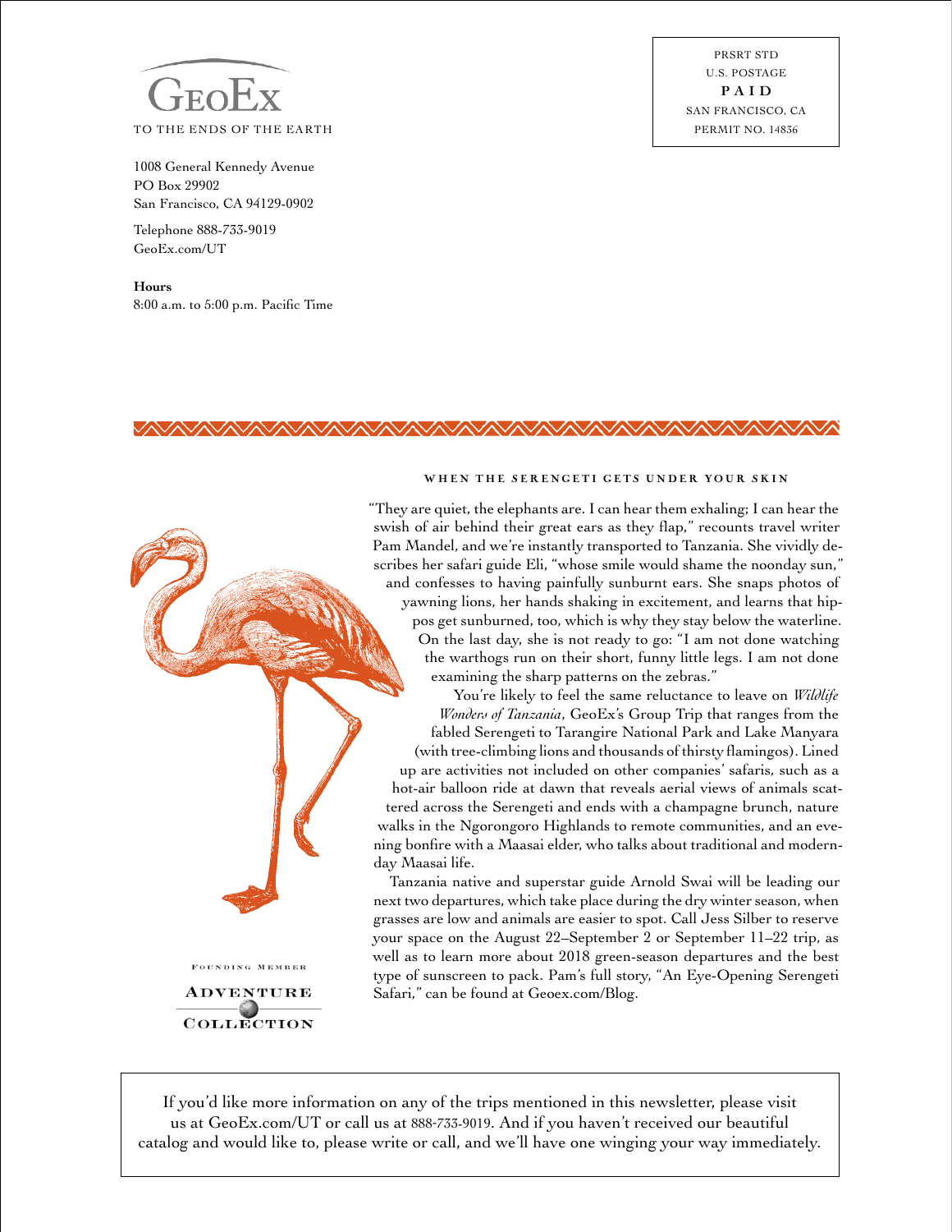GeoEx

TO THE ENDS OF THE EARTH

1008 General Kennedy Avenue
PO Box 29902
San Francisco, CA 94129-0902

Telephone 888-733-9019
GeoEx.com/UT

**Hours**
8:00 a.m. to 5:00 p.m. Pacific Time

PRSRT STD
U.S. POSTAGE
**PAID**
SAN FRANCISCO, CA
PERMIT NO. 14836

## WHEN THE SERENGETI GETS UNDER YOUR SKIN

"They are quiet, the elephants are. I can hear them exhaling; I can hear the swish of air behind their great ears as they flap," recounts travel writer Pam Mandel, and we're instantly transported to Tanzania. She vividly describes her safari guide Eli, "whose smile would shame the noonday sun," and confesses to having painfully sunburnt ears. She snaps photos of yawning lions, her hands shaking in excitement, and learns that hippos get sunburned, too, which is why they stay below the waterline. On the last day, she is not ready to go: "I am not done watching the warthogs run on their short, funny little legs. I am not done examining the sharp patterns on the zebras."

You're likely to feel the same reluctance to leave on *Wildlife Wonders of Tanzania*, GeoEx's Group Trip that ranges from the fabled Serengeti to Tarangire National Park and Lake Manyara (with tree-climbing lions and thousands of thirsty flamingos). Lined up are activities not included on other companies' safaris, such as a hot-air balloon ride at dawn that reveals aerial views of animals scattered across the Serengeti and ends with a champagne brunch, nature walks in the Ngorongoro Highlands to remote communities, and an evening bonfire with a Maasai elder, who talks about traditional and modern-day Maasai life.

Tanzania native and superstar guide Arnold Swai will be leading our next two departures, which take place during the dry winter season, when grasses are low and animals are easier to spot. Call Jess Silber to reserve your space on the August 22–September 2 or September 11–22 trip, as well as to learn more about 2018 green-season departures and the best type of sunscreen to pack. Pam's full story, "An Eye-Opening Serengeti Safari," can be found at Geoex.com/Blog.

FOUNDING MEMBER
ADVENTURE COLLECTION

If you'd like more information on any of the trips mentioned in this newsletter, please visit us at GeoEx.com/UT or call us at 888-733-9019. And if you haven't received our beautiful catalog and would like to, please write or call, and we'll have one winging your way immediately.